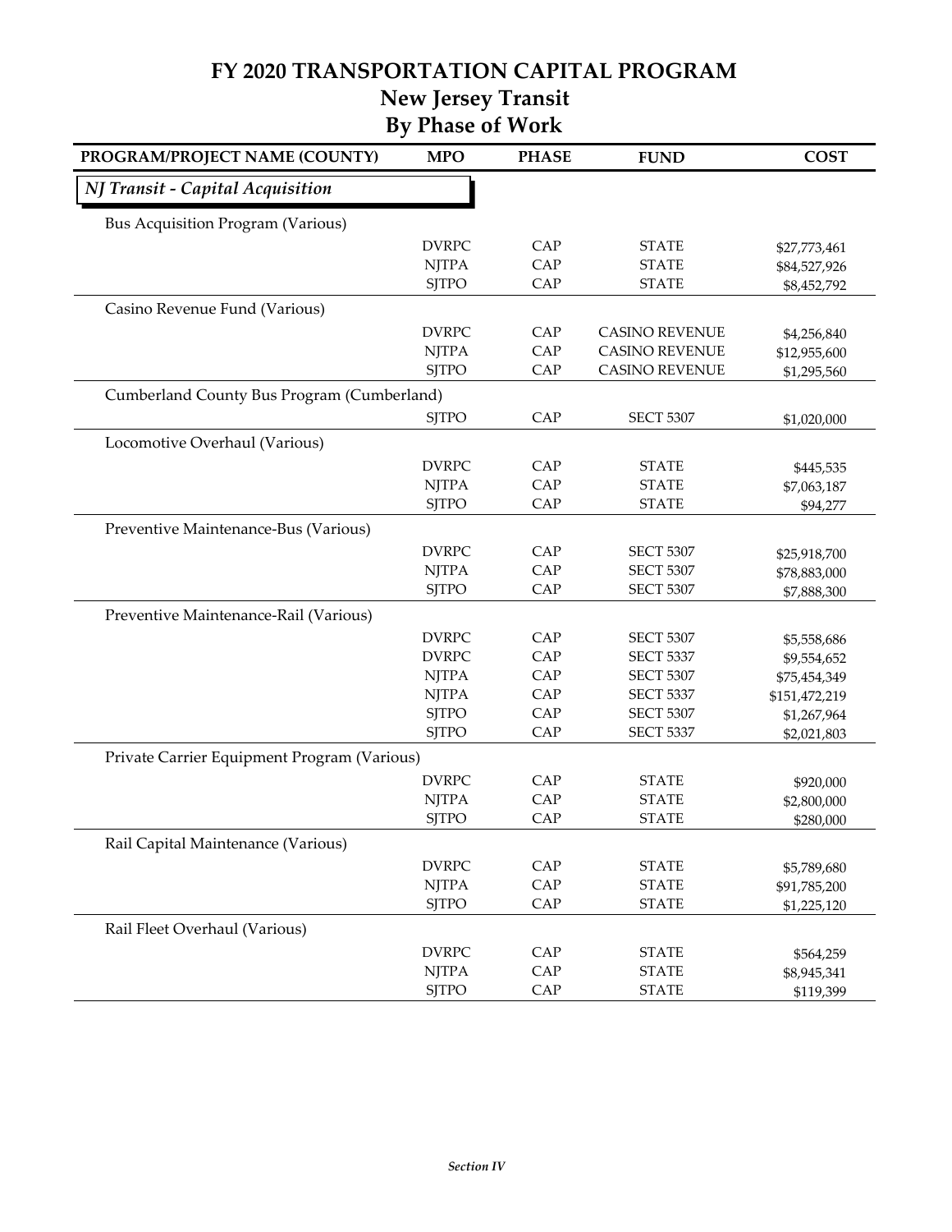# FY 2020 TRANSPORTATION CAPITAL PROGRAM

## New Jersey Transit

## By Phase of Work

| PROGRAM/PROJECT NAME (COUNTY) | MPO | PHASE | FUND | COST |
|---|---|---|---|---|
| ***NJ Transit - Capital Acquisition*** | | | | |
| Bus Acquisition Program (Various) | | | | |
| | DVRPC | CAP | STATE | $27,773,461 |
| | NJTPA | CAP | STATE | $84,527,926 |
| | SJTPO | CAP | STATE | $8,452,792 |
| Casino Revenue Fund (Various) | | | | |
| | DVRPC | CAP | CASINO REVENUE | $4,256,840 |
| | NJTPA | CAP | CASINO REVENUE | $12,955,600 |
| | SJTPO | CAP | CASINO REVENUE | $1,295,560 |
| Cumberland County Bus Program (Cumberland) | | | | |
| | SJTPO | CAP | SECT 5307 | $1,020,000 |
| Locomotive Overhaul (Various) | | | | |
| | DVRPC | CAP | STATE | $445,535 |
| | NJTPA | CAP | STATE | $7,063,187 |
| | SJTPO | CAP | STATE | $94,277 |
| Preventive Maintenance-Bus (Various) | | | | |
| | DVRPC | CAP | SECT 5307 | $25,918,700 |
| | NJTPA | CAP | SECT 5307 | $78,883,000 |
| | SJTPO | CAP | SECT 5307 | $7,888,300 |
| Preventive Maintenance-Rail (Various) | | | | |
| | DVRPC | CAP | SECT 5307 | $5,558,686 |
| | DVRPC | CAP | SECT 5337 | $9,554,652 |
| | NJTPA | CAP | SECT 5307 | $75,454,349 |
| | NJTPA | CAP | SECT 5337 | $151,472,219 |
| | SJTPO | CAP | SECT 5307 | $1,267,964 |
| | SJTPO | CAP | SECT 5337 | $2,021,803 |
| Private Carrier Equipment Program (Various) | | | | |
| | DVRPC | CAP | STATE | $920,000 |
| | NJTPA | CAP | STATE | $2,800,000 |
| | SJTPO | CAP | STATE | $280,000 |
| Rail Capital Maintenance (Various) | | | | |
| | DVRPC | CAP | STATE | $5,789,680 |
| | NJTPA | CAP | STATE | $91,785,200 |
| | SJTPO | CAP | STATE | $1,225,120 |
| Rail Fleet Overhaul (Various) | | | | |
| | DVRPC | CAP | STATE | $564,259 |
| | NJTPA | CAP | STATE | $8,945,341 |
| | SJTPO | CAP | STATE | $119,399 |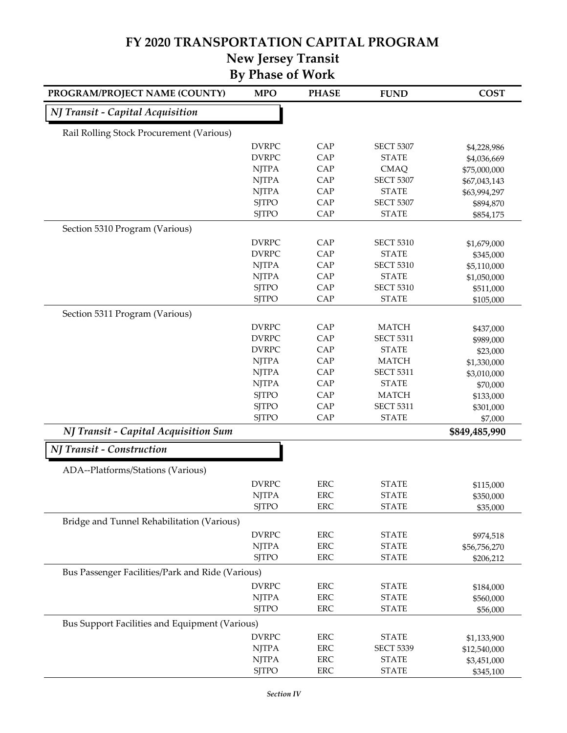# FY 2020 TRANSPORTATION CAPITAL PROGRAM
## New Jersey Transit
## By Phase of Work

| PROGRAM/PROJECT NAME (COUNTY) | MPO | PHASE | FUND | COST |
|---|---|---|---|---|
| ***NJ Transit - Capital Acquisition*** | | | | |
| Rail Rolling Stock Procurement (Various) | | | | |
| | DVRPC | CAP | SECT 5307 | $4,228,986 |
| | DVRPC | CAP | STATE | $4,036,669 |
| | NJTPA | CAP | CMAQ | $75,000,000 |
| | NJTPA | CAP | SECT 5307 | $67,043,143 |
| | NJTPA | CAP | STATE | $63,994,297 |
| | SJTPO | CAP | SECT 5307 | $894,870 |
| | SJTPO | CAP | STATE | $854,175 |
| Section 5310 Program (Various) | | | | |
| | DVRPC | CAP | SECT 5310 | $1,679,000 |
| | DVRPC | CAP | STATE | $345,000 |
| | NJTPA | CAP | SECT 5310 | $5,110,000 |
| | NJTPA | CAP | STATE | $1,050,000 |
| | SJTPO | CAP | SECT 5310 | $511,000 |
| | SJTPO | CAP | STATE | $105,000 |
| Section 5311 Program (Various) | | | | |
| | DVRPC | CAP | MATCH | $437,000 |
| | DVRPC | CAP | SECT 5311 | $989,000 |
| | DVRPC | CAP | STATE | $23,000 |
| | NJTPA | CAP | MATCH | $1,330,000 |
| | NJTPA | CAP | SECT 5311 | $3,010,000 |
| | NJTPA | CAP | STATE | $70,000 |
| | SJTPO | CAP | MATCH | $133,000 |
| | SJTPO | CAP | SECT 5311 | $301,000 |
| | SJTPO | CAP | STATE | $7,000 |
| ***NJ Transit - Capital Acquisition Sum*** | | | | **$849,485,990** |
| ***NJ Transit - Construction*** | | | | |
| ADA--Platforms/Stations (Various) | | | | |
| | DVRPC | ERC | STATE | $115,000 |
| | NJTPA | ERC | STATE | $350,000 |
| | SJTPO | ERC | STATE | $35,000 |
| Bridge and Tunnel Rehabilitation (Various) | | | | |
| | DVRPC | ERC | STATE | $974,518 |
| | NJTPA | ERC | STATE | $56,756,270 |
| | SJTPO | ERC | STATE | $206,212 |
| Bus Passenger Facilities/Park and Ride (Various) | | | | |
| | DVRPC | ERC | STATE | $184,000 |
| | NJTPA | ERC | STATE | $560,000 |
| | SJTPO | ERC | STATE | $56,000 |
| Bus Support Facilities and Equipment (Various) | | | | |
| | DVRPC | ERC | STATE | $1,133,900 |
| | NJTPA | ERC | SECT 5339 | $12,540,000 |
| | NJTPA | ERC | STATE | $3,451,000 |
| | SJTPO | ERC | STATE | $345,100 |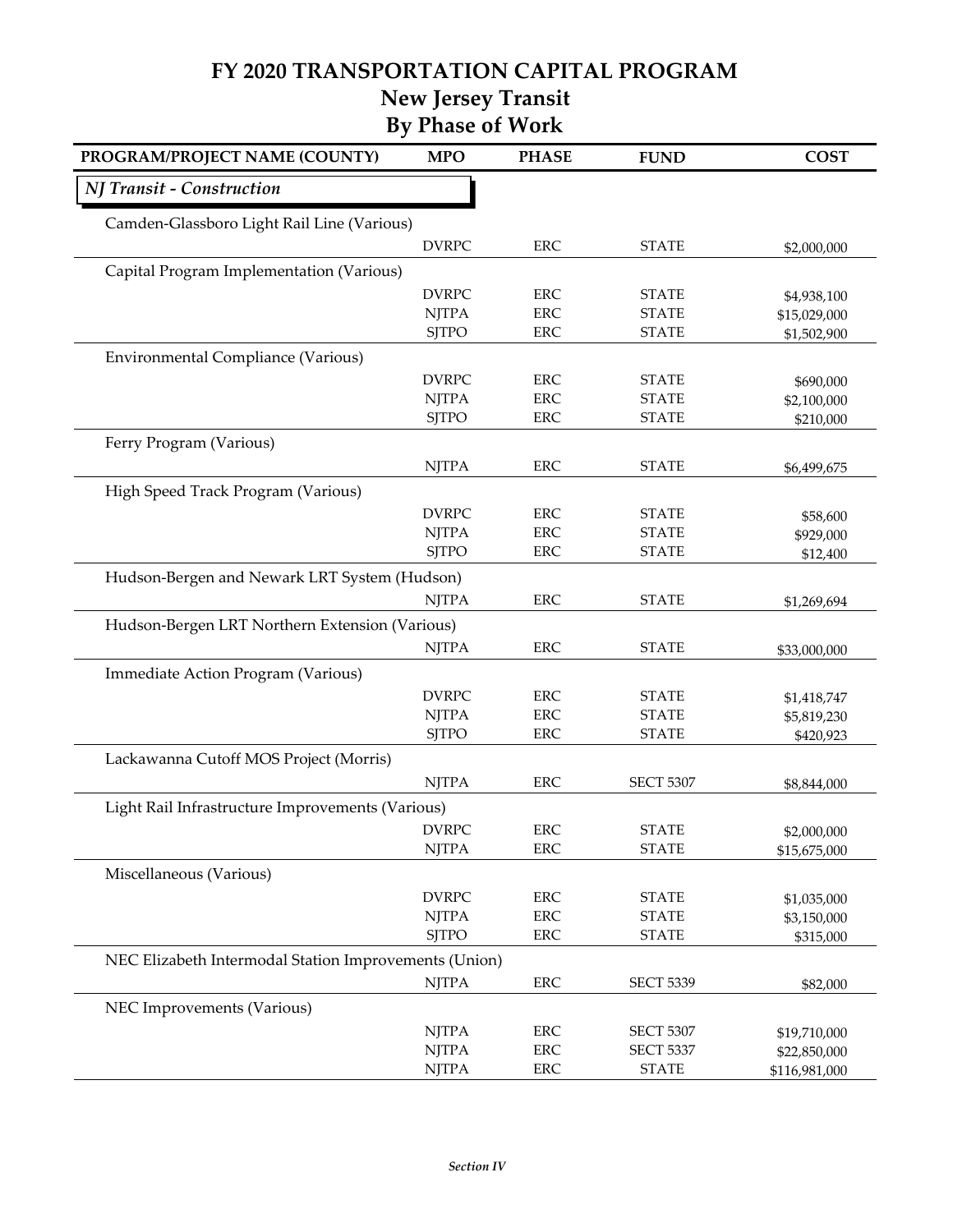# FY 2020 TRANSPORTATION CAPITAL PROGRAM

## New Jersey Transit

## By Phase of Work

| PROGRAM/PROJECT NAME (COUNTY) | MPO | PHASE | FUND | COST |
|---|---|---|---|---|
| ***NJ Transit - Construction*** | | | | |
| Camden-Glassboro Light Rail Line (Various) | | | | |
| | DVRPC | ERC | STATE | $2,000,000 |
| Capital Program Implementation (Various) | | | | |
| | DVRPC | ERC | STATE | $4,938,100 |
| | NJTPA | ERC | STATE | $15,029,000 |
| | SJTPO | ERC | STATE | $1,502,900 |
| Environmental Compliance (Various) | | | | |
| | DVRPC | ERC | STATE | $690,000 |
| | NJTPA | ERC | STATE | $2,100,000 |
| | SJTPO | ERC | STATE | $210,000 |
| Ferry Program (Various) | | | | |
| | NJTPA | ERC | STATE | $6,499,675 |
| High Speed Track Program (Various) | | | | |
| | DVRPC | ERC | STATE | $58,600 |
| | NJTPA | ERC | STATE | $929,000 |
| | SJTPO | ERC | STATE | $12,400 |
| Hudson-Bergen and Newark LRT System (Hudson) | | | | |
| | NJTPA | ERC | STATE | $1,269,694 |
| Hudson-Bergen LRT Northern Extension (Various) | | | | |
| | NJTPA | ERC | STATE | $33,000,000 |
| Immediate Action Program (Various) | | | | |
| | DVRPC | ERC | STATE | $1,418,747 |
| | NJTPA | ERC | STATE | $5,819,230 |
| | SJTPO | ERC | STATE | $420,923 |
| Lackawanna Cutoff MOS Project (Morris) | | | | |
| | NJTPA | ERC | SECT 5307 | $8,844,000 |
| Light Rail Infrastructure Improvements (Various) | | | | |
| | DVRPC | ERC | STATE | $2,000,000 |
| | NJTPA | ERC | STATE | $15,675,000 |
| Miscellaneous (Various) | | | | |
| | DVRPC | ERC | STATE | $1,035,000 |
| | NJTPA | ERC | STATE | $3,150,000 |
| | SJTPO | ERC | STATE | $315,000 |
| NEC Elizabeth Intermodal Station Improvements (Union) | | | | |
| | NJTPA | ERC | SECT 5339 | $82,000 |
| NEC Improvements (Various) | | | | |
| | NJTPA | ERC | SECT 5307 | $19,710,000 |
| | NJTPA | ERC | SECT 5337 | $22,850,000 |
| | NJTPA | ERC | STATE | $116,981,000 |

*Section IV*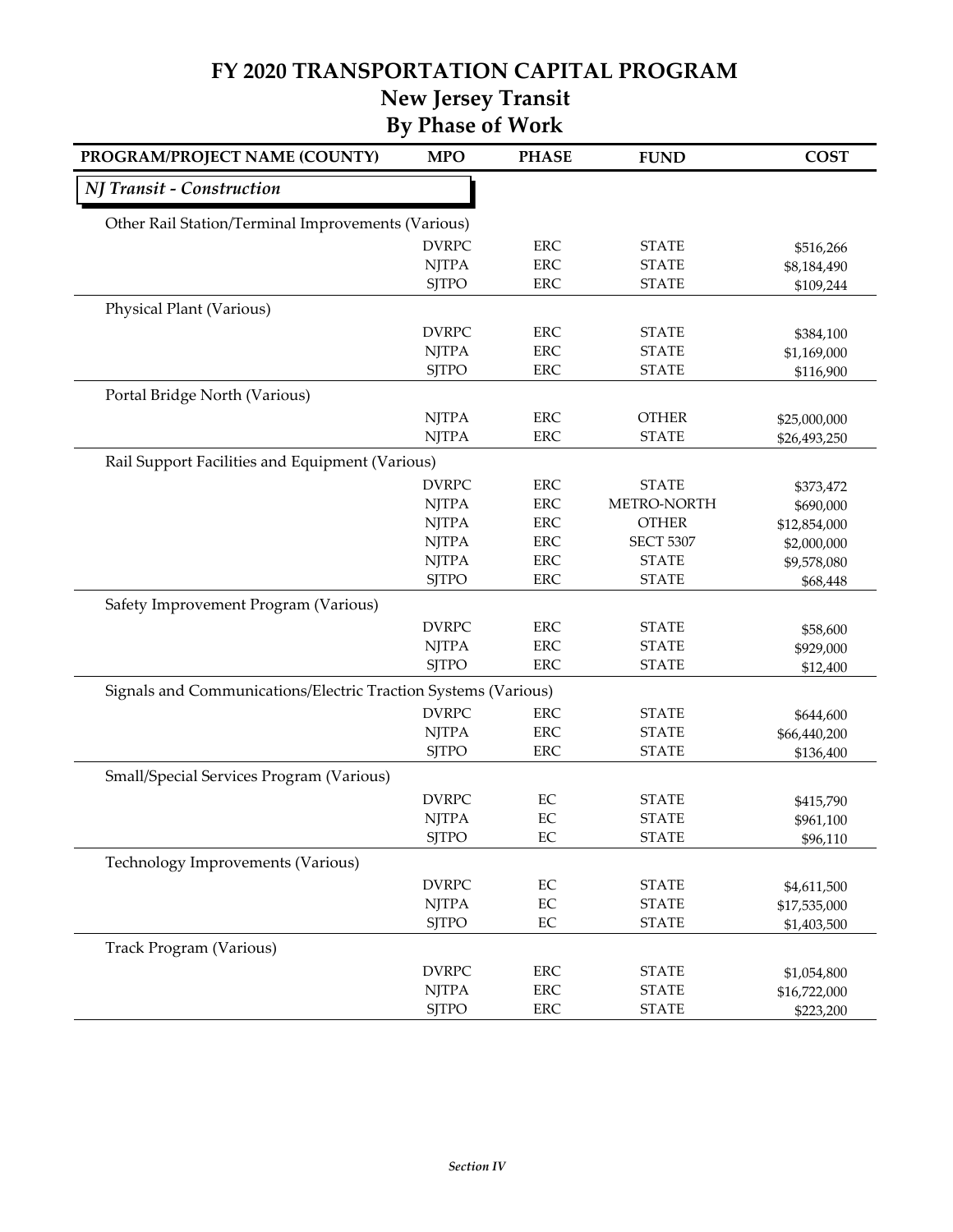# FY 2020 TRANSPORTATION CAPITAL PROGRAM
## New Jersey Transit
## By Phase of Work

| PROGRAM/PROJECT NAME (COUNTY) | MPO | PHASE | FUND | COST |
|---|---|---|---|---|
| ***NJ Transit - Construction*** | | | | |
| Other Rail Station/Terminal Improvements (Various) | | | | |
| | DVRPC | ERC | STATE | $516,266 |
| | NJTPA | ERC | STATE | $8,184,490 |
| | SJTPO | ERC | STATE | $109,244 |
| Physical Plant (Various) | | | | |
| | DVRPC | ERC | STATE | $384,100 |
| | NJTPA | ERC | STATE | $1,169,000 |
| | SJTPO | ERC | STATE | $116,900 |
| Portal Bridge North (Various) | | | | |
| | NJTPA | ERC | OTHER | $25,000,000 |
| | NJTPA | ERC | STATE | $26,493,250 |
| Rail Support Facilities and Equipment (Various) | | | | |
| | DVRPC | ERC | STATE | $373,472 |
| | NJTPA | ERC | METRO-NORTH | $690,000 |
| | NJTPA | ERC | OTHER | $12,854,000 |
| | NJTPA | ERC | SECT 5307 | $2,000,000 |
| | NJTPA | ERC | STATE | $9,578,080 |
| | SJTPO | ERC | STATE | $68,448 |
| Safety Improvement Program (Various) | | | | |
| | DVRPC | ERC | STATE | $58,600 |
| | NJTPA | ERC | STATE | $929,000 |
| | SJTPO | ERC | STATE | $12,400 |
| Signals and Communications/Electric Traction Systems (Various) | | | | |
| | DVRPC | ERC | STATE | $644,600 |
| | NJTPA | ERC | STATE | $66,440,200 |
| | SJTPO | ERC | STATE | $136,400 |
| Small/Special Services Program (Various) | | | | |
| | DVRPC | EC | STATE | $415,790 |
| | NJTPA | EC | STATE | $961,100 |
| | SJTPO | EC | STATE | $96,110 |
| Technology Improvements (Various) | | | | |
| | DVRPC | EC | STATE | $4,611,500 |
| | NJTPA | EC | STATE | $17,535,000 |
| | SJTPO | EC | STATE | $1,403,500 |
| Track Program (Various) | | | | |
| | DVRPC | ERC | STATE | $1,054,800 |
| | NJTPA | ERC | STATE | $16,722,000 |
| | SJTPO | ERC | STATE | $223,200 |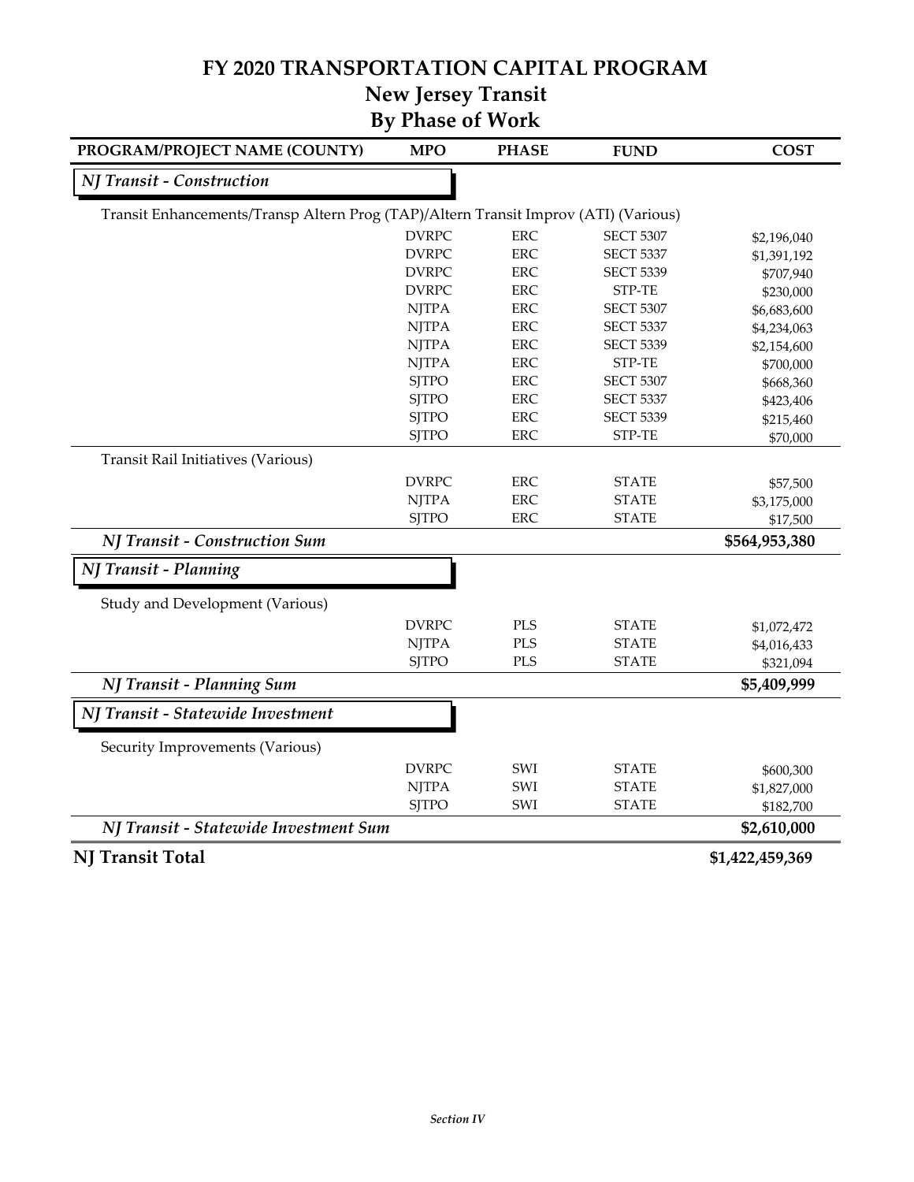# FY 2020 TRANSPORTATION CAPITAL PROGRAM
## New Jersey Transit
## By Phase of Work

| PROGRAM/PROJECT NAME (COUNTY) | MPO | PHASE | FUND | COST |
|---|---|---|---|---|
| ***NJ Transit - Construction*** | | | | |
| Transit Enhancements/Transp Altern Prog (TAP)/Altern Transit Improv (ATI) (Various) | | | | |
| | DVRPC | ERC | SECT 5307 | $2,196,040 |
| | DVRPC | ERC | SECT 5337 | $1,391,192 |
| | DVRPC | ERC | SECT 5339 | $707,940 |
| | DVRPC | ERC | STP-TE | $230,000 |
| | NJTPA | ERC | SECT 5307 | $6,683,600 |
| | NJTPA | ERC | SECT 5337 | $4,234,063 |
| | NJTPA | ERC | SECT 5339 | $2,154,600 |
| | NJTPA | ERC | STP-TE | $700,000 |
| | SJTPO | ERC | SECT 5307 | $668,360 |
| | SJTPO | ERC | SECT 5337 | $423,406 |
| | SJTPO | ERC | SECT 5339 | $215,460 |
| | SJTPO | ERC | STP-TE | $70,000 |
| Transit Rail Initiatives (Various) | | | | |
| | DVRPC | ERC | STATE | $57,500 |
| | NJTPA | ERC | STATE | $3,175,000 |
| | SJTPO | ERC | STATE | $17,500 |
| ***NJ Transit - Construction Sum*** | | | | **$564,953,380** |
| ***NJ Transit - Planning*** | | | | |
| Study and Development (Various) | | | | |
| | DVRPC | PLS | STATE | $1,072,472 |
| | NJTPA | PLS | STATE | $4,016,433 |
| | SJTPO | PLS | STATE | $321,094 |
| ***NJ Transit - Planning Sum*** | | | | **$5,409,999** |
| ***NJ Transit - Statewide Investment*** | | | | |
| Security Improvements (Various) | | | | |
| | DVRPC | SWI | STATE | $600,300 |
| | NJTPA | SWI | STATE | $1,827,000 |
| | SJTPO | SWI | STATE | $182,700 |
| ***NJ Transit - Statewide Investment Sum*** | | | | **$2,610,000** |
| **NJ Transit Total** | | | | **$1,422,459,369** |

*Section IV*